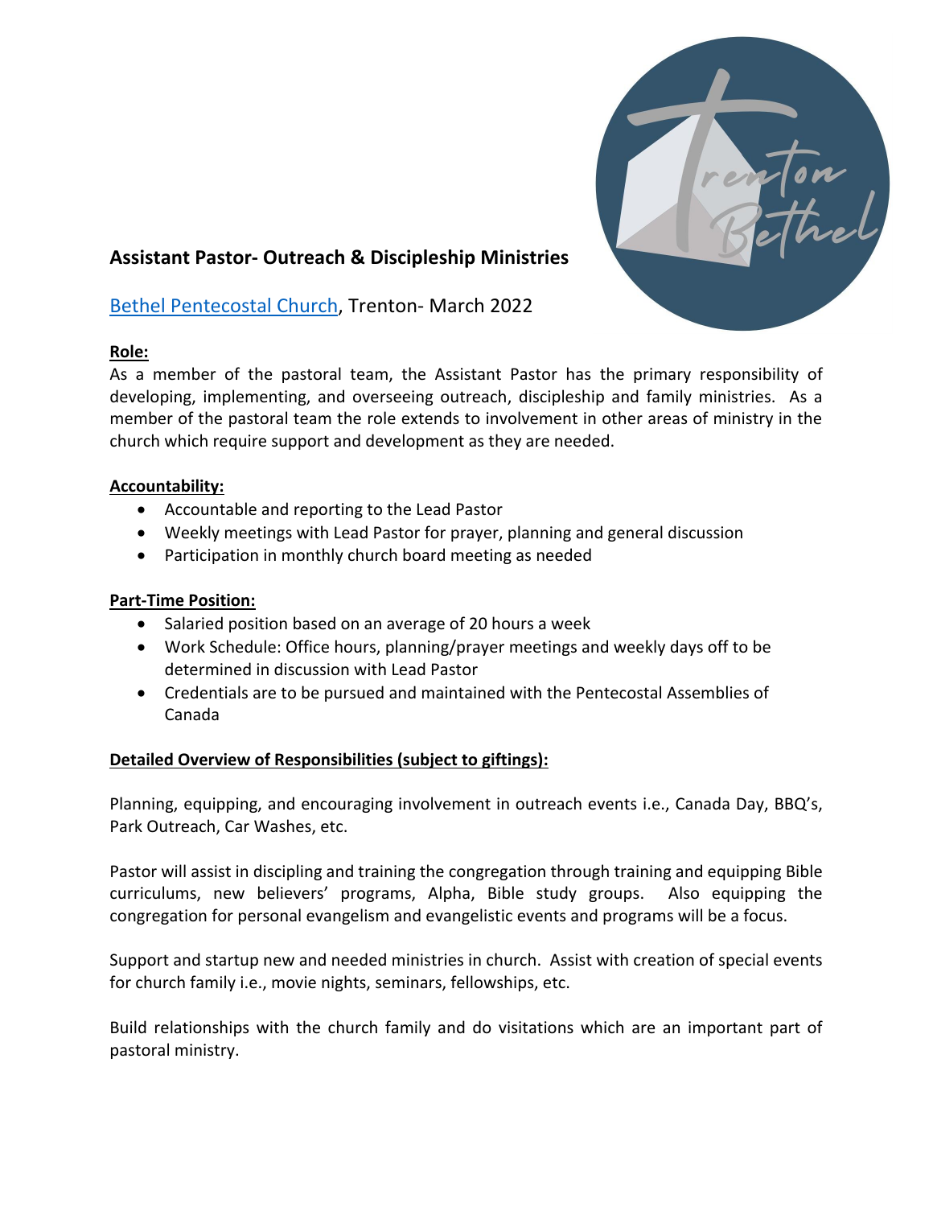## Assistant Pastor- Outreach & Discipleship Ministries

[Bethel Pentecostal Church](), Trenton- March 2022

**Role:**

As a member of the pastoral team, the Assistant Pastor has the primary responsibility of developing, implementing, and overseeing outreach, discipleship and family ministries. As a member of the pastoral team the role extends to involvement in other areas of ministry in the church which require support and development as they are needed.

**Accountability:**

- Accountable and reporting to the Lead Pastor
- Weekly meetings with Lead Pastor for prayer, planning and general discussion
- Participation in monthly church board meeting as needed

**Part-Time Position:**

- Salaried position based on an average of 20 hours a week
- Work Schedule: Office hours, planning/prayer meetings and weekly days off to be determined in discussion with Lead Pastor
- Credentials are to be pursued and maintained with the Pentecostal Assemblies of Canada

**Detailed Overview of Responsibilities (subject to giftings):**

Planning, equipping, and encouraging involvement in outreach events i.e., Canada Day, BBQ's, Park Outreach, Car Washes, etc.

Pastor will assist in discipling and training the congregation through training and equipping Bible curriculums, new believers' programs, Alpha, Bible study groups. Also equipping the congregation for personal evangelism and evangelistic events and programs will be a focus.

Support and startup new and needed ministries in church. Assist with creation of special events for church family i.e., movie nights, seminars, fellowships, etc.

Build relationships with the church family and do visitations which are an important part of pastoral ministry.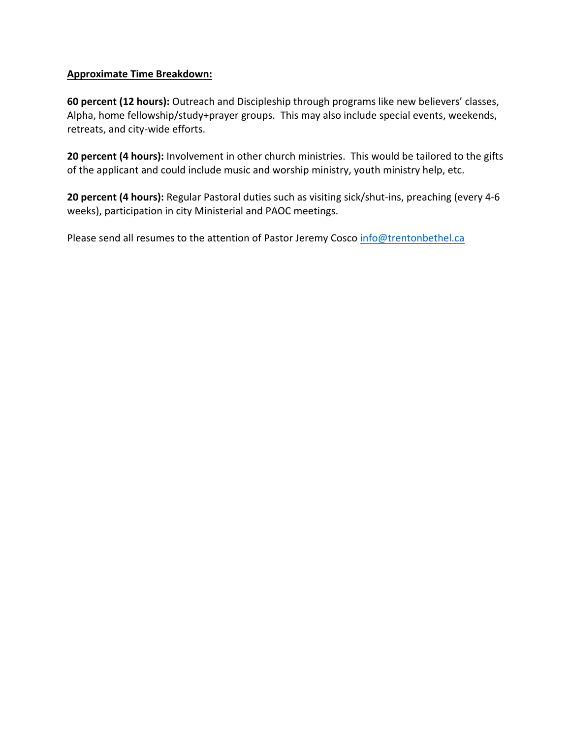**Approximate Time Breakdown:**

**60 percent (12 hours):** Outreach and Discipleship through programs like new believers' classes, Alpha, home fellowship/study+prayer groups. This may also include special events, weekends, retreats, and city-wide efforts.

**20 percent (4 hours):** Involvement in other church ministries. This would be tailored to the gifts of the applicant and could include music and worship ministry, youth ministry help, etc.

**20 percent (4 hours):** Regular Pastoral duties such as visiting sick/shut-ins, preaching (every 4-6 weeks), participation in city Ministerial and PAOC meetings.

Please send all resumes to the attention of Pastor Jeremy Cosco info@trentonbethel.ca